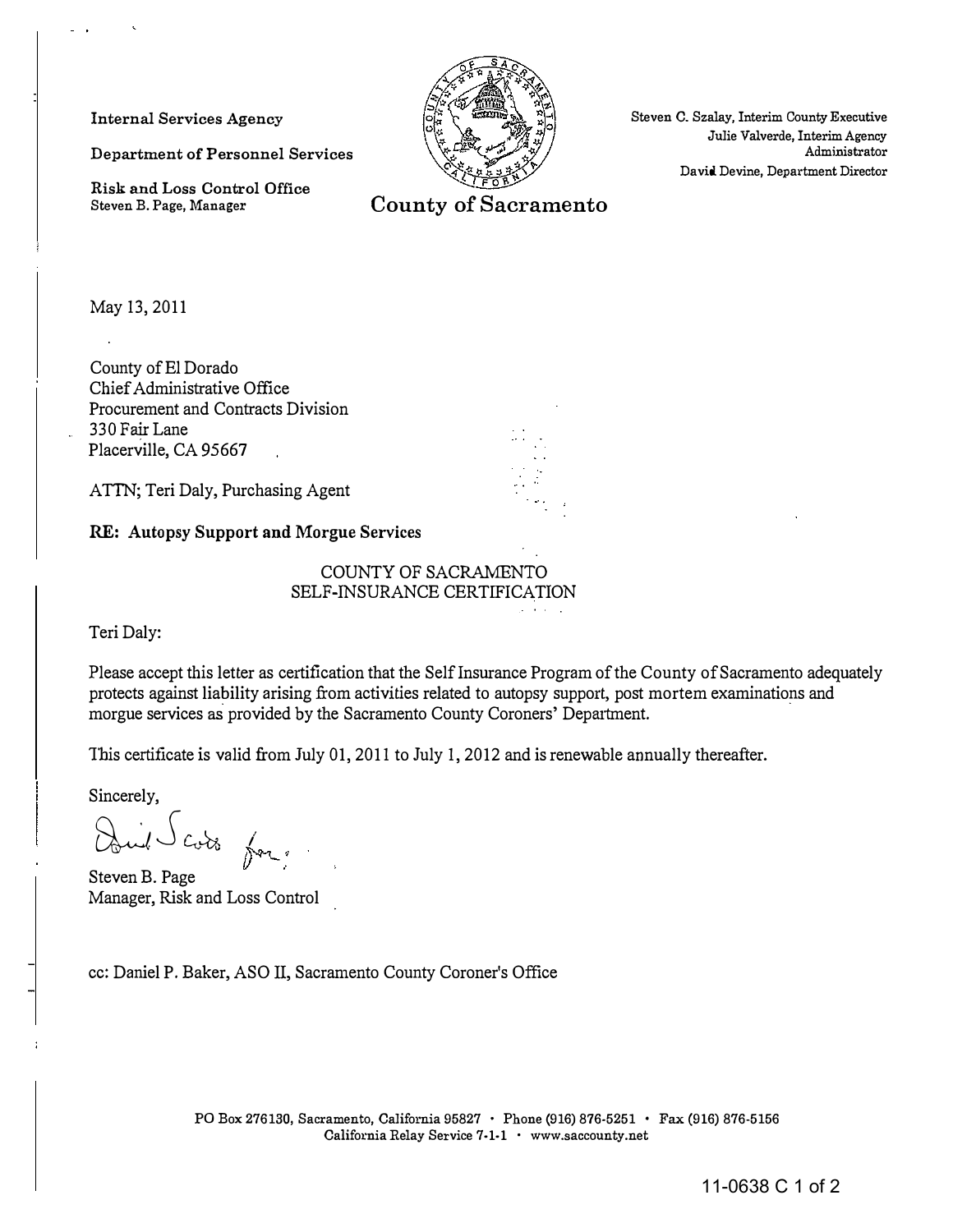Internal Services Agency

Department of Personnel Services

Risk and Loss Control Office
Steven B. Page, Manager

**County of Sacramento**

Steven C. Szalay, Interim County Executive
Julie Valverde, Interim Agency Administrator
David Devine, Department Director

May 13, 2011

County of El Dorado
Chief Administrative Office
Procurement and Contracts Division
330 Fair Lane
Placerville, CA 95667

ATTN; Teri Daly, Purchasing Agent

**RE: Autopsy Support and Morgue Services**

COUNTY OF SACRAMENTO
SELF-INSURANCE CERTIFICATION

Teri Daly:

Please accept this letter as certification that the Self Insurance Program of the County of Sacramento adequately protects against liability arising from activities related to autopsy support, post mortem examinations and morgue services as provided by the Sacramento County Coroners' Department.

This certificate is valid from July 01, 2011 to July 1, 2012 and is renewable annually thereafter.

Sincerely,

David Scott for

Steven B. Page
Manager, Risk and Loss Control

cc: Daniel P. Baker, ASO II, Sacramento County Coroner's Office

PO Box 276130, Sacramento, California 95827 · Phone (916) 876-5251 · Fax (916) 876-5156
California Relay Service 7-1-1 · www.saccounty.net

11-0638 C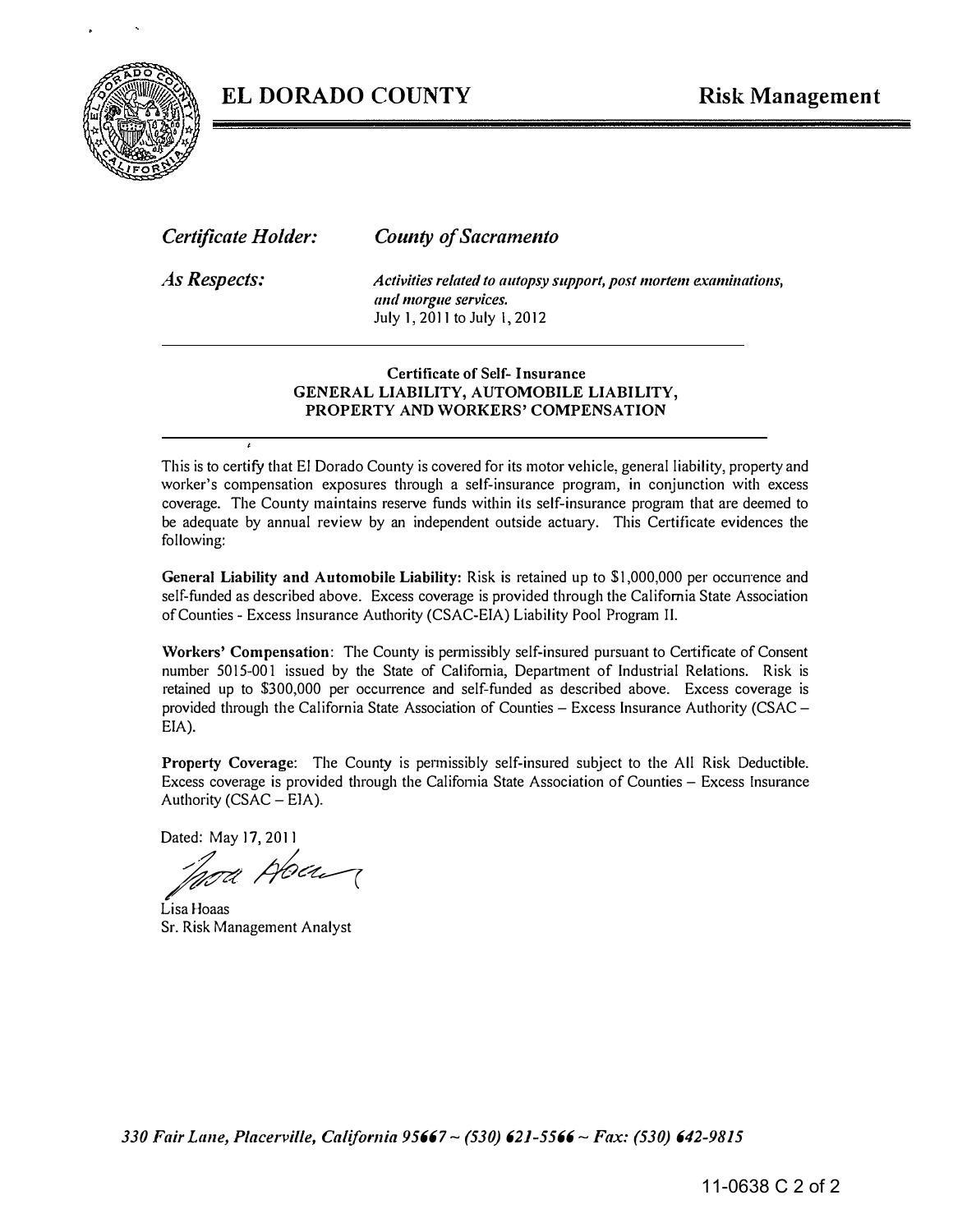# EL DORADO COUNTY

## Risk Management

*Certificate Holder:* ***County of Sacramento***

*As Respects:* *Activities related to autopsy support, post mortem examinations, and morgue services.*
July 1, 2011 to July 1, 2012

---

**Certificate of Self- Insurance**
**GENERAL LIABILITY, AUTOMOBILE LIABILITY, PROPERTY AND WORKERS' COMPENSATION**

---

This is to certify that El Dorado County is covered for its motor vehicle, general liability, property and worker's compensation exposures through a self-insurance program, in conjunction with excess coverage. The County maintains reserve funds within its self-insurance program that are deemed to be adequate by annual review by an independent outside actuary. This Certificate evidences the following:

**General Liability and Automobile Liability:** Risk is retained up to $1,000,000 per occurrence and self-funded as described above. Excess coverage is provided through the California State Association of Counties - Excess Insurance Authority (CSAC-EIA) Liability Pool Program II.

**Workers' Compensation**: The County is permissibly self-insured pursuant to Certificate of Consent number 5015-001 issued by the State of California, Department of Industrial Relations. Risk is retained up to $300,000 per occurrence and self-funded as described above. Excess coverage is provided through the California State Association of Counties – Excess Insurance Authority (CSAC – EIA).

**Property Coverage**: The County is permissibly self-insured subject to the All Risk Deductible. Excess coverage is provided through the California State Association of Counties – Excess Insurance Authority (CSAC – EIA).

Dated: May 17, 2011

Lisa Hoaas
Sr. Risk Management Analyst

*330 Fair Lane, Placerville, California 95667 ~ (530) 621-5566 ~ Fax: (530) 642-9815*

11-0638 C 2 of 2